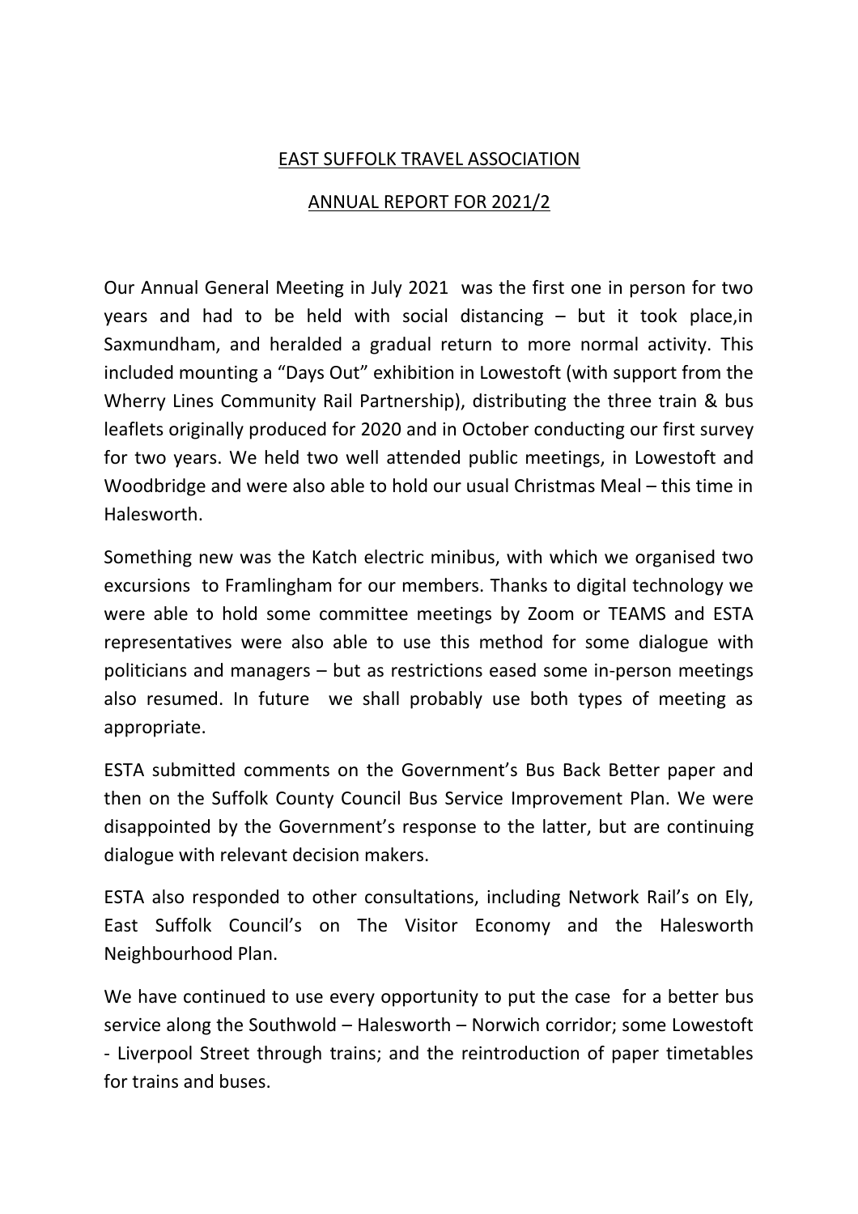# EAST SUFFOLK TRAVEL ASSOCIATION

## ANNUAL REPORT FOR 2021/2

Our Annual General Meeting in July 2021 was the first one in person for two years and had to be held with social distancing – but it took place,in Saxmundham, and heralded a gradual return to more normal activity. This included mounting a "Days Out" exhibition in Lowestoft (with support from the Wherry Lines Community Rail Partnership), distributing the three train & bus leaflets originally produced for 2020 and in October conducting our first survey for two years. We held two well attended public meetings, in Lowestoft and Woodbridge and were also able to hold our usual Christmas Meal – this time in Halesworth.

Something new was the Katch electric minibus, with which we organised two excursions to Framlingham for our members. Thanks to digital technology we were able to hold some committee meetings by Zoom or TEAMS and ESTA representatives were also able to use this method for some dialogue with politicians and managers – but as restrictions eased some in-person meetings also resumed. In future we shall probably use both types of meeting as appropriate.

ESTA submitted comments on the Government's Bus Back Better paper and then on the Suffolk County Council Bus Service Improvement Plan. We were disappointed by the Government's response to the latter, but are continuing dialogue with relevant decision makers.

ESTA also responded to other consultations, including Network Rail's on Ely, East Suffolk Council's on The Visitor Economy and the Halesworth Neighbourhood Plan.

We have continued to use every opportunity to put the case for a better bus service along the Southwold – Halesworth – Norwich corridor; some Lowestoft - Liverpool Street through trains; and the reintroduction of paper timetables for trains and buses.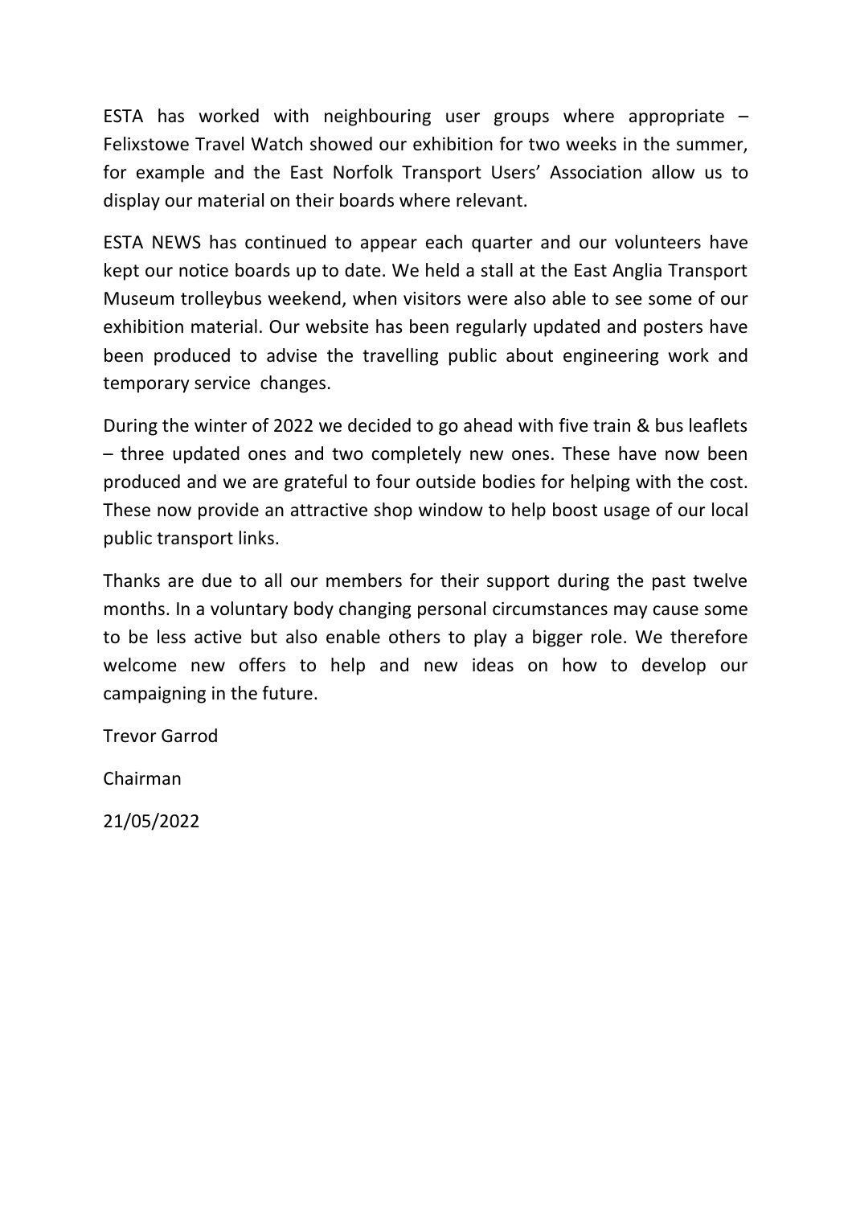ESTA has worked with neighbouring user groups where appropriate – Felixstowe Travel Watch showed our exhibition for two weeks in the summer, for example and the East Norfolk Transport Users' Association allow us to display our material on their boards where relevant.

ESTA NEWS has continued to appear each quarter and our volunteers have kept our notice boards up to date. We held a stall at the East Anglia Transport Museum trolleybus weekend, when visitors were also able to see some of our exhibition material. Our website has been regularly updated and posters have been produced to advise the travelling public about engineering work and temporary service changes.

During the winter of 2022 we decided to go ahead with five train & bus leaflets – three updated ones and two completely new ones. These have now been produced and we are grateful to four outside bodies for helping with the cost. These now provide an attractive shop window to help boost usage of our local public transport links.

Thanks are due to all our members for their support during the past twelve months. In a voluntary body changing personal circumstances may cause some to be less active but also enable others to play a bigger role. We therefore welcome new offers to help and new ideas on how to develop our campaigning in the future.

Trevor Garrod

Chairman

21/05/2022